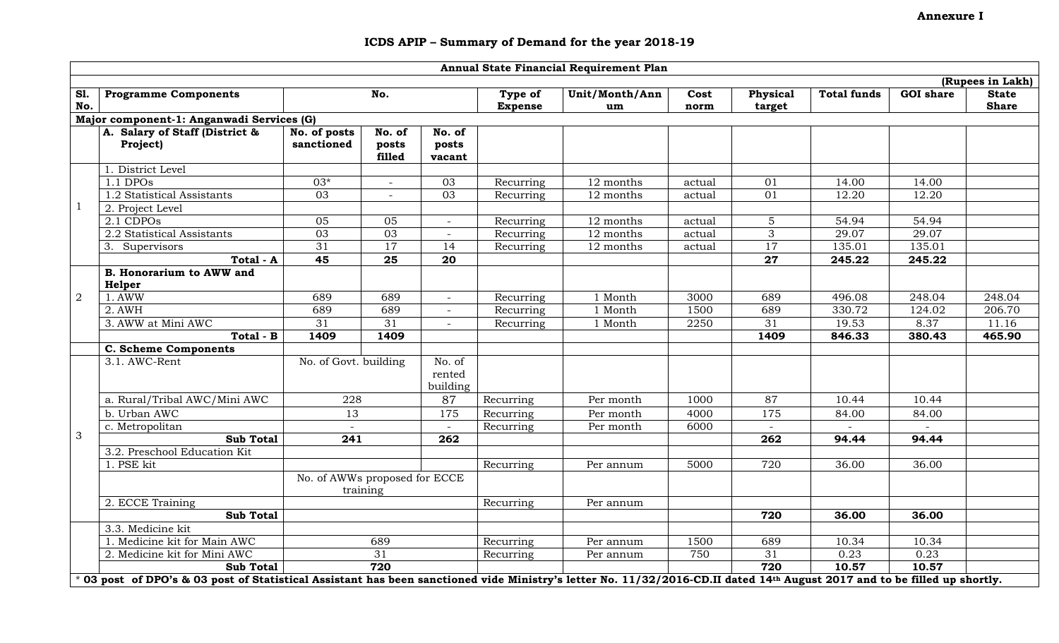**Annexure I**

# ICDS APIP – Summary of Demand for the year 2018-19

| Annual State Financial Requirement Plan | | | | | | | | | | | |
|---|---|---|---|---|---|---|---|---|---|---|---|
| | | | | | | | | | | | (Rupees in Lakh) |
| **Sl. No.** | **Programme Components** | **No.** | | | **Type of Expense** | **Unit/Month/Annum** | **Cost norm** | **Physical target** | **Total funds** | **GOI share** | **State Share** |
| **Major component-1: Anganwadi Services (G)** | | | | | | | | | | | |
| | **A. Salary of Staff (District & Project)** | **No. of posts sanctioned** | **No. of posts filled** | **No. of posts vacant** | | | | | | | |
| 1 | 1. District Level | | | | | | | | | | |
| | 1.1 DPOs | 03* | - | 03 | Recurring | 12 months | actual | 01 | 14.00 | 14.00 | |
| | 1.2 Statistical Assistants | 03 | - | 03 | Recurring | 12 months | actual | 01 | 12.20 | 12.20 | |
| | 2. Project Level | | | | | | | | | | |
| | 2.1 CDPOs | 05 | 05 | - | Recurring | 12 months | actual | 5 | 54.94 | 54.94 | |
| | 2.2 Statistical Assistants | 03 | 03 | - | Recurring | 12 months | actual | 3 | 29.07 | 29.07 | |
| | 3. Supervisors | 31 | 17 | 14 | Recurring | 12 months | actual | 17 | 135.01 | 135.01 | |
| | **Total - A** | **45** | **25** | **20** | | | | **27** | **245.22** | **245.22** | |
| 2 | **B. Honorarium to AWW and Helper** | | | | | | | | | | |
| | 1. AWW | 689 | 689 | - | Recurring | 1 Month | 3000 | 689 | 496.08 | 248.04 | 248.04 |
| | 2. AWH | 689 | 689 | - | Recurring | 1 Month | 1500 | 689 | 330.72 | 124.02 | 206.70 |
| | 3. AWW at Mini AWC | 31 | 31 | - | Recurring | 1 Month | 2250 | 31 | 19.53 | 8.37 | 11.16 |
| | **Total - B** | **1409** | **1409** | | | | | **1409** | **846.33** | **380.43** | **465.90** |
| | **C. Scheme Components** | | | | | | | | | | |
| 3 | 3.1. AWC-Rent | No. of Govt. building | | No. of rented building | | | | | | | |
| | a. Rural/Tribal AWC/Mini AWC | 228 | | 87 | Recurring | Per month | 1000 | 87 | 10.44 | 10.44 | |
| | b. Urban AWC | 13 | | 175 | Recurring | Per month | 4000 | 175 | 84.00 | 84.00 | |
| | c. Metropolitan | - | | - | Recurring | Per month | 6000 | - | - | - | |
| | **Sub Total** | **241** | | **262** | | | | **262** | **94.44** | **94.44** | |
| | 3.2. Preschool Education Kit | | | | | | | | | | |
| | 1. PSE kit | | | | Recurring | Per annum | 5000 | 720 | 36.00 | 36.00 | |
| | | No. of AWWs proposed for ECCE training | | | | | | | | | |
| | 2. ECCE Training | | | | Recurring | Per annum | | | | | |
| | **Sub Total** | | | | | | | **720** | **36.00** | **36.00** | |
| | 3.3. Medicine kit | | | | | | | | | | |
| | 1. Medicine kit for Main AWC | 689 | | | Recurring | Per annum | 1500 | 689 | 10.34 | 10.34 | |
| | 2. Medicine kit for Mini AWC | 31 | | | Recurring | Per annum | 750 | 31 | 0.23 | 0.23 | |
| | **Sub Total** | **720** | | | | | | **720** | **10.57** | **10.57** | |

\* **03 post of DPO's & 03 post of Statistical Assistant has been sanctioned vide Ministry's letter No. 11/32/2016-CD.II dated 14th August 2017 and to be filled up shortly.**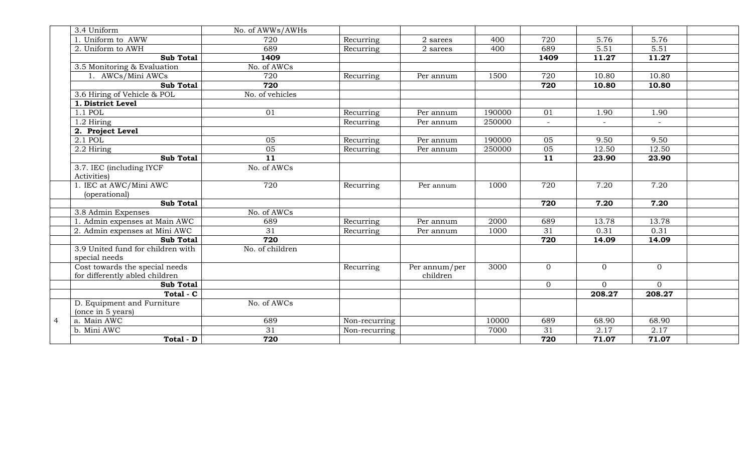|  |  |  |  |  |  |  |  |  |  |
|---|---|---|---|---|---|---|---|---|---|
|  | 3.4 Uniform | No. of AWWs/AWHs |  |  |  |  |  |  |  |
|  | 1. Uniform to AWW | 720 | Recurring | 2 sarees | 400 | 720 | 5.76 | 5.76 |  |
|  | 2. Uniform to AWH | 689 | Recurring | 2 sarees | 400 | 689 | 5.51 | 5.51 |  |
|  | **Sub Total** | **1409** |  |  |  | **1409** | **11.27** | **11.27** |  |
|  | 3.5 Monitoring & Evaluation | No. of AWCs |  |  |  |  |  |  |  |
|  | 1. AWCs/Mini AWCs | 720 | Recurring | Per annum | 1500 | 720 | 10.80 | 10.80 |  |
|  | **Sub Total** | **720** |  |  |  | **720** | **10.80** | **10.80** |  |
|  | 3.6 Hiring of Vehicle & POL | No. of vehicles |  |  |  |  |  |  |  |
|  | **1. District Level** |  |  |  |  |  |  |  |  |
|  | 1.1 POL | 01 | Recurring | Per annum | 190000 | 01 | 1.90 | 1.90 |  |
|  | 1.2 Hiring |  | Recurring | Per annum | 250000 | - | - | - |  |
|  | **2. Project Level** |  |  |  |  |  |  |  |  |
|  | 2.1 POL | 05 | Recurring | Per annum | 190000 | 05 | 9.50 | 9.50 |  |
|  | 2.2 Hiring | 05 | Recurring | Per annum | 250000 | 05 | 12.50 | 12.50 |  |
|  | **Sub Total** | **11** |  |  |  | **11** | **23.90** | **23.90** |  |
|  | 3.7. IEC (including IYCF Activities) | No. of AWCs |  |  |  |  |  |  |  |
|  | 1. IEC at AWC/Mini AWC (operational) | 720 | Recurring | Per annum | 1000 | 720 | 7.20 | 7.20 |  |
|  | **Sub Total** |  |  |  |  | **720** | **7.20** | **7.20** |  |
|  | 3.8 Admin Expenses | No. of AWCs |  |  |  |  |  |  |  |
|  | 1. Admin expenses at Main AWC | 689 | Recurring | Per annum | 2000 | 689 | 13.78 | 13.78 |  |
|  | 2. Admin expenses at Mini AWC | 31 | Recurring | Per annum | 1000 | 31 | 0.31 | 0.31 |  |
|  | **Sub Total** | **720** |  |  |  | **720** | **14.09** | **14.09** |  |
|  | 3.9 United fund for children with special needs | No. of children |  |  |  |  |  |  |  |
|  | Cost towards the special needs for differently abled children |  | Recurring | Per annum/per children | 3000 | 0 | 0 | 0 |  |
|  | **Sub Total** |  |  |  |  | 0 | 0 | 0 |  |
|  | **Total - C** |  |  |  |  |  | **208.27** | **208.27** |  |
| 4 | D. Equipment and Furniture (once in 5 years) | No. of AWCs |  |  |  |  |  |  |  |
|  | a. Main AWC | 689 | Non-recurring |  | 10000 | 689 | 68.90 | 68.90 |  |
|  | b. Mini AWC | 31 | Non-recurring |  | 7000 | 31 | 2.17 | 2.17 |  |
|  | **Total - D** | **720** |  |  |  | **720** | **71.07** | **71.07** |  |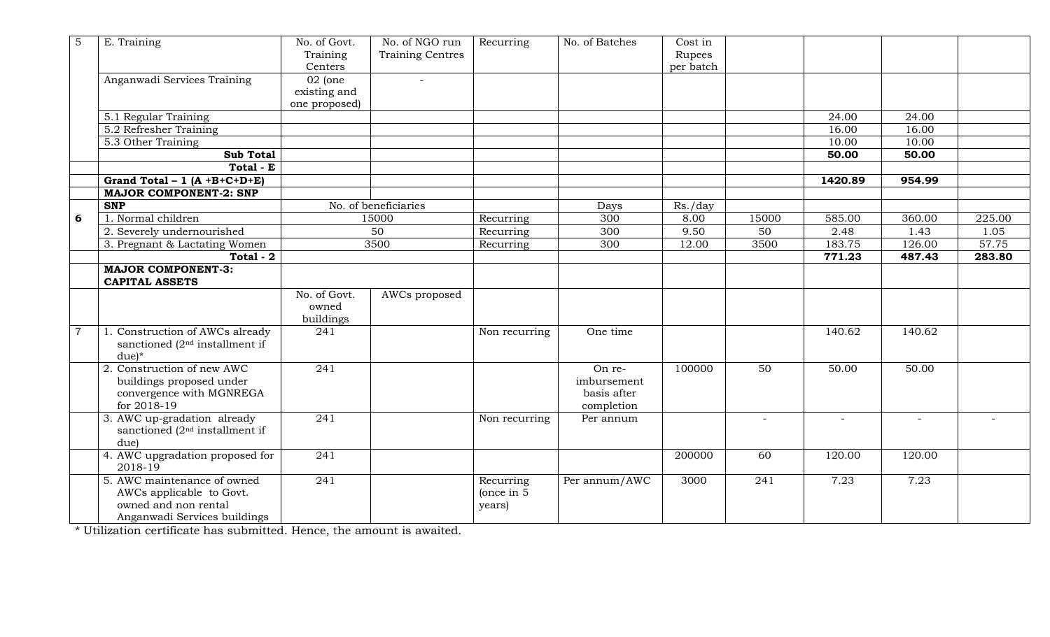| 5 | E. Training | No. of Govt. Training Centers | No. of NGO run Training Centres | Recurring | No. of Batches | Cost in Rupees per batch | | | | |
|---|---|---|---|---|---|---|---|---|---|---|
| | Anganwadi Services Training | 02 (one existing and one proposed) | - | | | | | | | |
| | 5.1 Regular Training | | | | | | | 24.00 | 24.00 | |
| | 5.2 Refresher Training | | | | | | | 16.00 | 16.00 | |
| | 5.3 Other Training | | | | | | | 10.00 | 10.00 | |
| | **Sub Total** | | | | | | | **50.00** | **50.00** | |
| | **Total - E** | | | | | | | | | |
| | **Grand Total – 1 (A +B+C+D+E)** | | | | | | | **1420.89** | **954.99** | |
| | **MAJOR COMPONENT-2: SNP** | | | | | | | | | |
| | **SNP** | No. of beneficiaries | | | Days | Rs./day | | | | |
| **6** | 1. Normal children | 15000 | | Recurring | 300 | 8.00 | 15000 | 585.00 | 360.00 | 225.00 |
| | 2. Severely undernourished | 50 | | Recurring | 300 | 9.50 | 50 | 2.48 | 1.43 | 1.05 |
| | 3. Pregnant & Lactating Women | 3500 | | Recurring | 300 | 12.00 | 3500 | 183.75 | 126.00 | 57.75 |
| | **Total - 2** | | | | | | | **771.23** | **487.43** | **283.80** |
| | **MAJOR COMPONENT-3: CAPITAL ASSETS** | | | | | | | | | |
| | | No. of Govt. owned buildings | AWCs proposed | | | | | | | |
| 7 | 1. Construction of AWCs already sanctioned (2nd installment if due)* | 241 | | Non recurring | One time | | | 140.62 | 140.62 | |
| | 2. Construction of new AWC buildings proposed under convergence with MGNREGA for 2018-19 | 241 | | | On re-imbursement basis after completion | 100000 | 50 | 50.00 | 50.00 | |
| | 3. AWC up-gradation already sanctioned (2nd installment if due) | 241 | | Non recurring | Per annum | | - | - | - | - |
| | 4. AWC upgradation proposed for 2018-19 | 241 | | | | 200000 | 60 | 120.00 | 120.00 | |
| | 5. AWC maintenance of owned AWCs applicable to Govt. owned and non rental Anganwadi Services buildings | 241 | | Recurring (once in 5 years) | Per annum/AWC | 3000 | 241 | 7.23 | 7.23 | |

* Utilization certificate has submitted. Hence, the amount is awaited.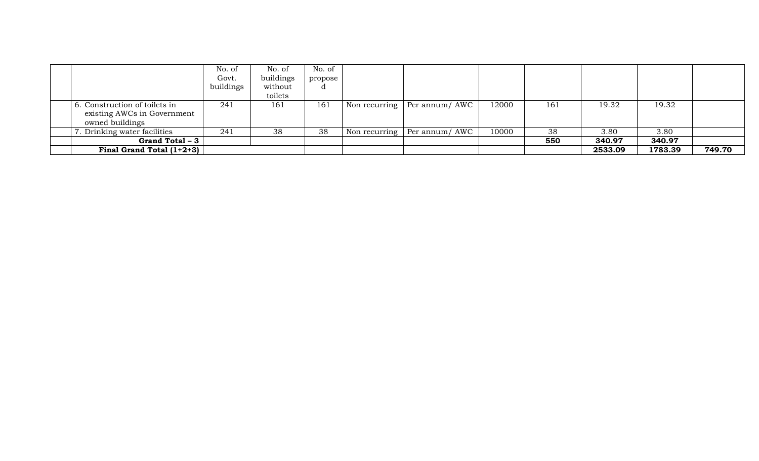| | | No. of Govt. buildings | No. of buildings without toilets | No. of proposed | | | | | | | |
|---|---|---|---|---|---|---|---|---|---|---|---|
| | 6. Construction of toilets in existing AWCs in Government owned buildings | 241 | 161 | 161 | Non recurring | Per annum/ AWC | 12000 | 161 | 19.32 | 19.32 | |
| | 7. Drinking water facilities | 241 | 38 | 38 | Non recurring | Per annum/ AWC | 10000 | 38 | 3.80 | 3.80 | |
| | **Grand Total – 3** | | | | | | | **550** | **340.97** | **340.97** | |
| | **Final Grand Total (1+2+3)** | | | | | | | | **2533.09** | **1783.39** | **749.70** |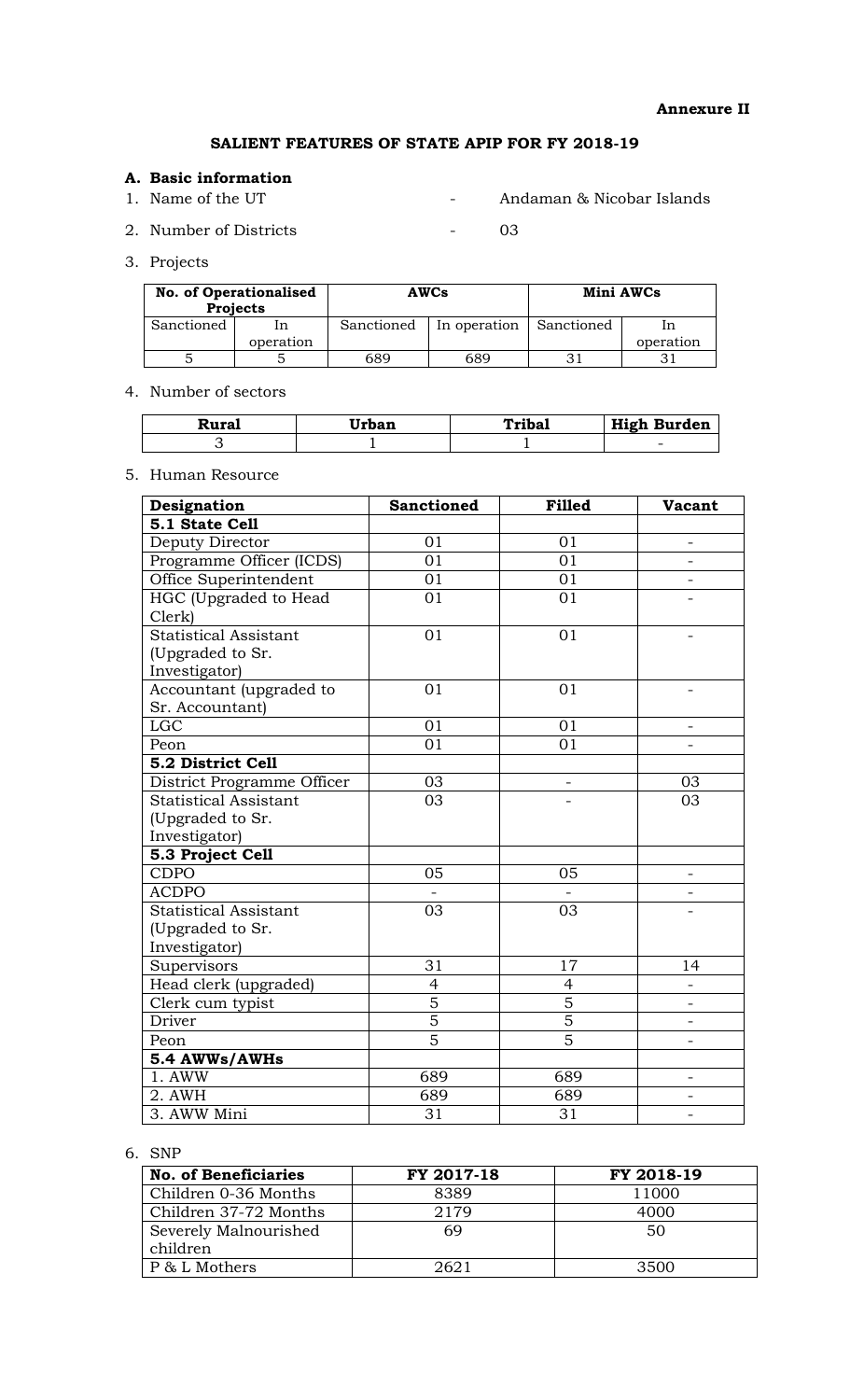**Annexure II**

# SALIENT FEATURES OF STATE APIP FOR FY 2018-19

## A. Basic information

1. Name of the UT - Andaman & Nicobar Islands
2. Number of Districts - 03
3. Projects

| No. of Operationalised Projects | | AWCs | | Mini AWCs | |
|---|---|---|---|---|---|
| Sanctioned | In operation | Sanctioned | In operation | Sanctioned | In operation |
| 5 | 5 | 689 | 689 | 31 | 31 |

4. Number of sectors

| Rural | Urban | Tribal | High Burden |
|---|---|---|---|
| 3 | 1 | 1 | - |

5. Human Resource

| Designation | Sanctioned | Filled | Vacant |
|---|---|---|---|
| **5.1 State Cell** | | | |
| Deputy Director | 01 | 01 | - |
| Programme Officer (ICDS) | 01 | 01 | - |
| Office Superintendent | 01 | 01 | - |
| HGC (Upgraded to Head Clerk) | 01 | 01 | - |
| Statistical Assistant (Upgraded to Sr. Investigator) | 01 | 01 | - |
| Accountant (upgraded to Sr. Accountant) | 01 | 01 | - |
| LGC | 01 | 01 | - |
| Peon | 01 | 01 | - |
| **5.2 District Cell** | | | |
| District Programme Officer | 03 | - | 03 |
| Statistical Assistant (Upgraded to Sr. Investigator) | 03 | - | 03 |
| **5.3 Project Cell** | | | |
| CDPO | 05 | 05 | - |
| ACDPO | - | - | - |
| Statistical Assistant (Upgraded to Sr. Investigator) | 03 | 03 | - |
| Supervisors | 31 | 17 | 14 |
| Head clerk (upgraded) | 4 | 4 | - |
| Clerk cum typist | 5 | 5 | - |
| Driver | 5 | 5 | - |
| Peon | 5 | 5 | - |
| **5.4 AWWs/AWHs** | | | |
| 1. AWW | 689 | 689 | - |
| 2. AWH | 689 | 689 | - |
| 3. AWW Mini | 31 | 31 | - |

6. SNP

| No. of Beneficiaries | FY 2017-18 | FY 2018-19 |
|---|---|---|
| Children 0-36 Months | 8389 | 11000 |
| Children 37-72 Months | 2179 | 4000 |
| Severely Malnourished children | 69 | 50 |
| P & L Mothers | 2621 | 3500 |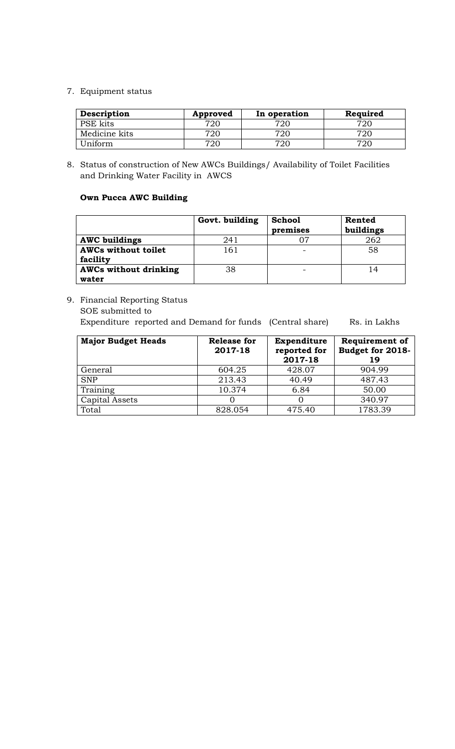7. Equipment status

| Description | Approved | In operation | Required |
| --- | --- | --- | --- |
| PSE kits | 720 | 720 | 720 |
| Medicine kits | 720 | 720 | 720 |
| Uniform | 720 | 720 | 720 |

8. Status of construction of New AWCs Buildings/ Availability of Toilet Facilities and Drinking Water Facility in AWCS

**Own Pucca AWC Building**

| | Govt. building | School premises | Rented buildings |
| --- | --- | --- | --- |
| **AWC buildings** | 241 | 07 | 262 |
| **AWCs without toilet facility** | 161 | - | 58 |
| **AWCs without drinking water** | 38 | - | 14 |

9. Financial Reporting Status
   SOE submitted to
   Expenditure reported and Demand for funds (Central share) Rs. in Lakhs

| Major Budget Heads | Release for 2017-18 | Expenditure reported for 2017-18 | Requirement of Budget for 2018-19 |
| --- | --- | --- | --- |
| General | 604.25 | 428.07 | 904.99 |
| SNP | 213.43 | 40.49 | 487.43 |
| Training | 10.374 | 6.84 | 50.00 |
| Capital Assets | 0 | 0 | 340.97 |
| Total | 828.054 | 475.40 | 1783.39 |